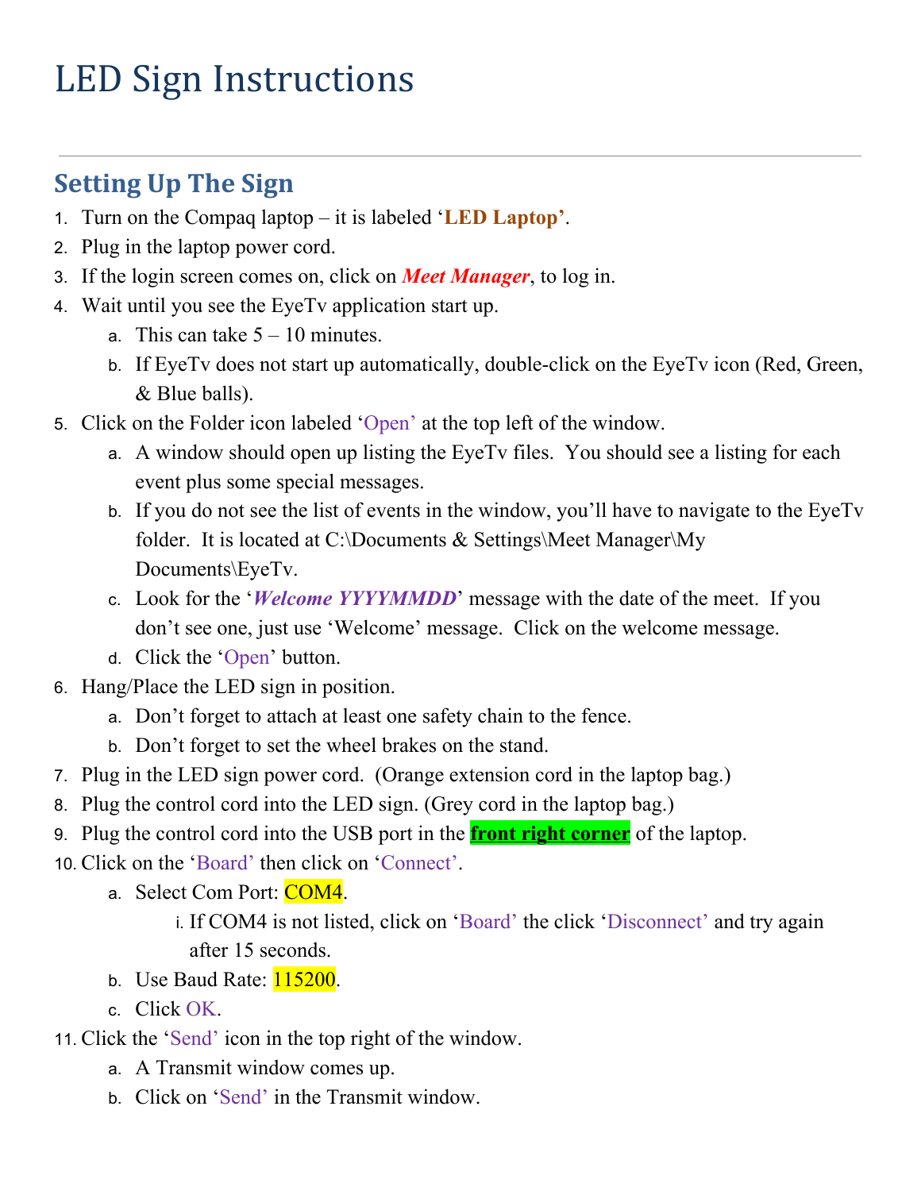# LED Sign Instructions

## Setting Up The Sign

1. Turn on the Compaq laptop – it is labeled '**LED Laptop'**.
2. Plug in the laptop power cord.
3. If the login screen comes on, click on ***Meet Manager***, to log in.
4. Wait until you see the EyeTv application start up.
   a. This can take 5 – 10 minutes.
   b. If EyeTv does not start up automatically, double-click on the EyeTv icon (Red, Green, & Blue balls).
5. Click on the Folder icon labeled 'Open' at the top left of the window.
   a. A window should open up listing the EyeTv files. You should see a listing for each event plus some special messages.
   b. If you do not see the list of events in the window, you'll have to navigate to the EyeTv folder. It is located at C:\Documents & Settings\Meet Manager\My Documents\EyeTv.
   c. Look for the '***Welcome YYYYMMDD***' message with the date of the meet. If you don't see one, just use 'Welcome' message. Click on the welcome message.
   d. Click the 'Open' button.
6. Hang/Place the LED sign in position.
   a. Don't forget to attach at least one safety chain to the fence.
   b. Don't forget to set the wheel brakes on the stand.
7. Plug in the LED sign power cord. (Orange extension cord in the laptop bag.)
8. Plug the control cord into the LED sign. (Grey cord in the laptop bag.)
9. Plug the control cord into the USB port in the **front right corner** of the laptop.
10. Click on the 'Board' then click on 'Connect'.
    a. Select Com Port: COM4.
       i. If COM4 is not listed, click on 'Board' the click 'Disconnect' and try again after 15 seconds.
    b. Use Baud Rate: 115200.
    c. Click OK.
11. Click the 'Send' icon in the top right of the window.
    a. A Transmit window comes up.
    b. Click on 'Send' in the Transmit window.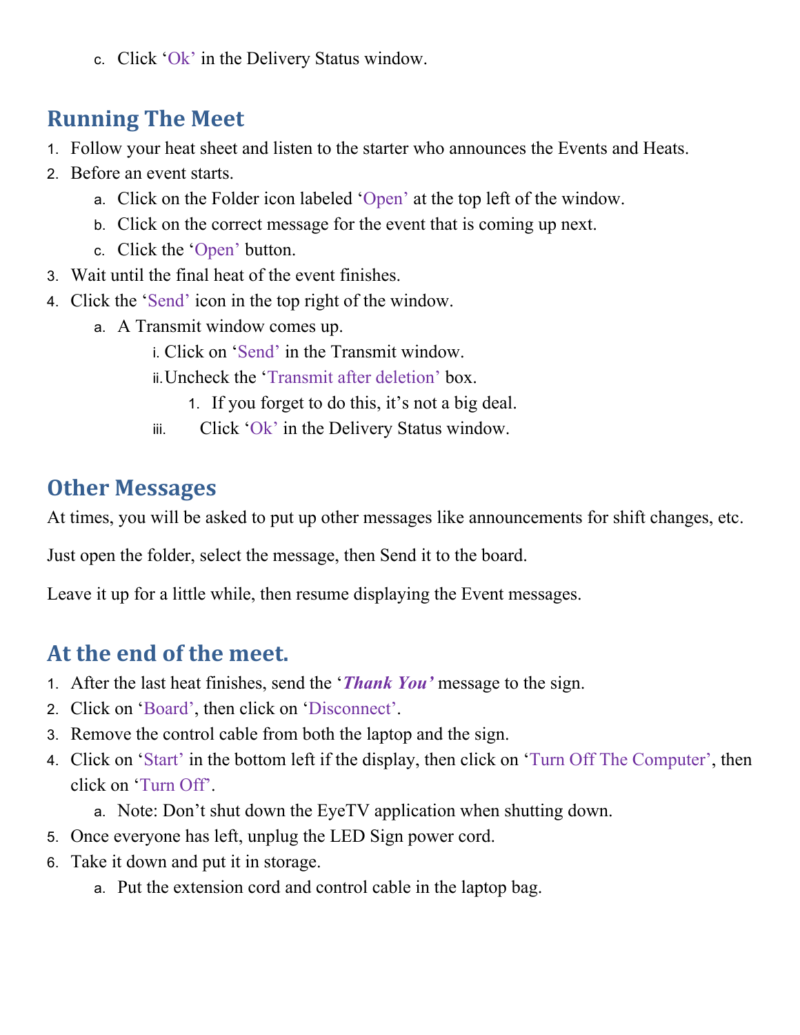c. Click 'Ok' in the Delivery Status window.

## Running The Meet

1. Follow your heat sheet and listen to the starter who announces the Events and Heats.
2. Before an event starts.
   a. Click on the Folder icon labeled 'Open' at the top left of the window.
   b. Click on the correct message for the event that is coming up next.
   c. Click the 'Open' button.
3. Wait until the final heat of the event finishes.
4. Click the 'Send' icon in the top right of the window.
   a. A Transmit window comes up.
      i. Click on 'Send' in the Transmit window.
      ii. Uncheck the 'Transmit after deletion' box.
         1. If you forget to do this, it's not a big deal.
      iii. Click 'Ok' in the Delivery Status window.

## Other Messages

At times, you will be asked to put up other messages like announcements for shift changes, etc.

Just open the folder, select the message, then Send it to the board.

Leave it up for a little while, then resume displaying the Event messages.

## At the end of the meet.

1. After the last heat finishes, send the '***Thank You'*** message to the sign.
2. Click on 'Board', then click on 'Disconnect'.
3. Remove the control cable from both the laptop and the sign.
4. Click on 'Start' in the bottom left if the display, then click on 'Turn Off The Computer', then click on 'Turn Off'.
   a. Note: Don't shut down the EyeTV application when shutting down.
5. Once everyone has left, unplug the LED Sign power cord.
6. Take it down and put it in storage.
   a. Put the extension cord and control cable in the laptop bag.